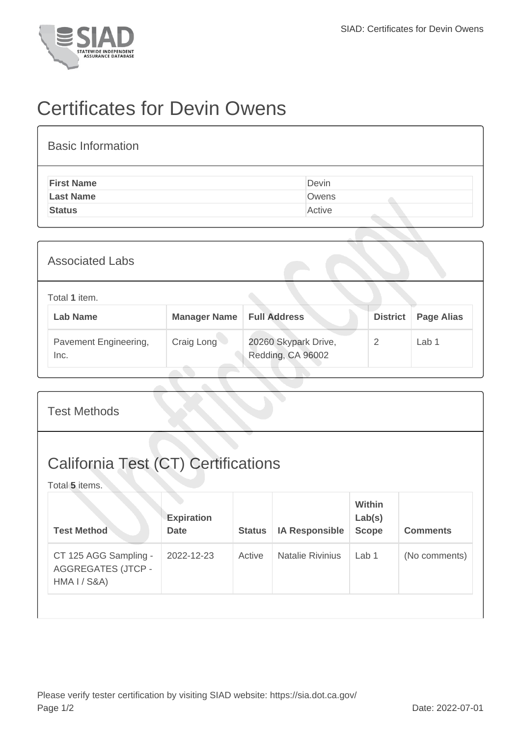# Certificates for Devin Owens

## Basic Information

| | |
|---|---|
| **First Name** | Devin |
| **Last Name** | Owens |
| **Status** | Active |

## Associated Labs

Total **1** item.

| Lab Name | Manager Name | Full Address | District | Page Alias |
|---|---|---|---|---|
| Pavement Engineering, Inc. | Craig Long | 20260 Skypark Drive, Redding, CA 96002 | 2 | Lab 1 |

## Test Methods

## California Test (CT) Certifications

Total **5** items.

| Test Method | Expiration Date | Status | IA Responsible | Within Lab(s) Scope | Comments |
|---|---|---|---|---|---|
| CT 125 AGG Sampling - AGGREGATES (JTCP - HMA I / S&A) | 2022-12-23 | Active | Natalie Rivinius | Lab 1 | (No comments) |

Please verify tester certification by visiting SIAD website: https://sia.dot.ca.gov/

Date: 2022-07-01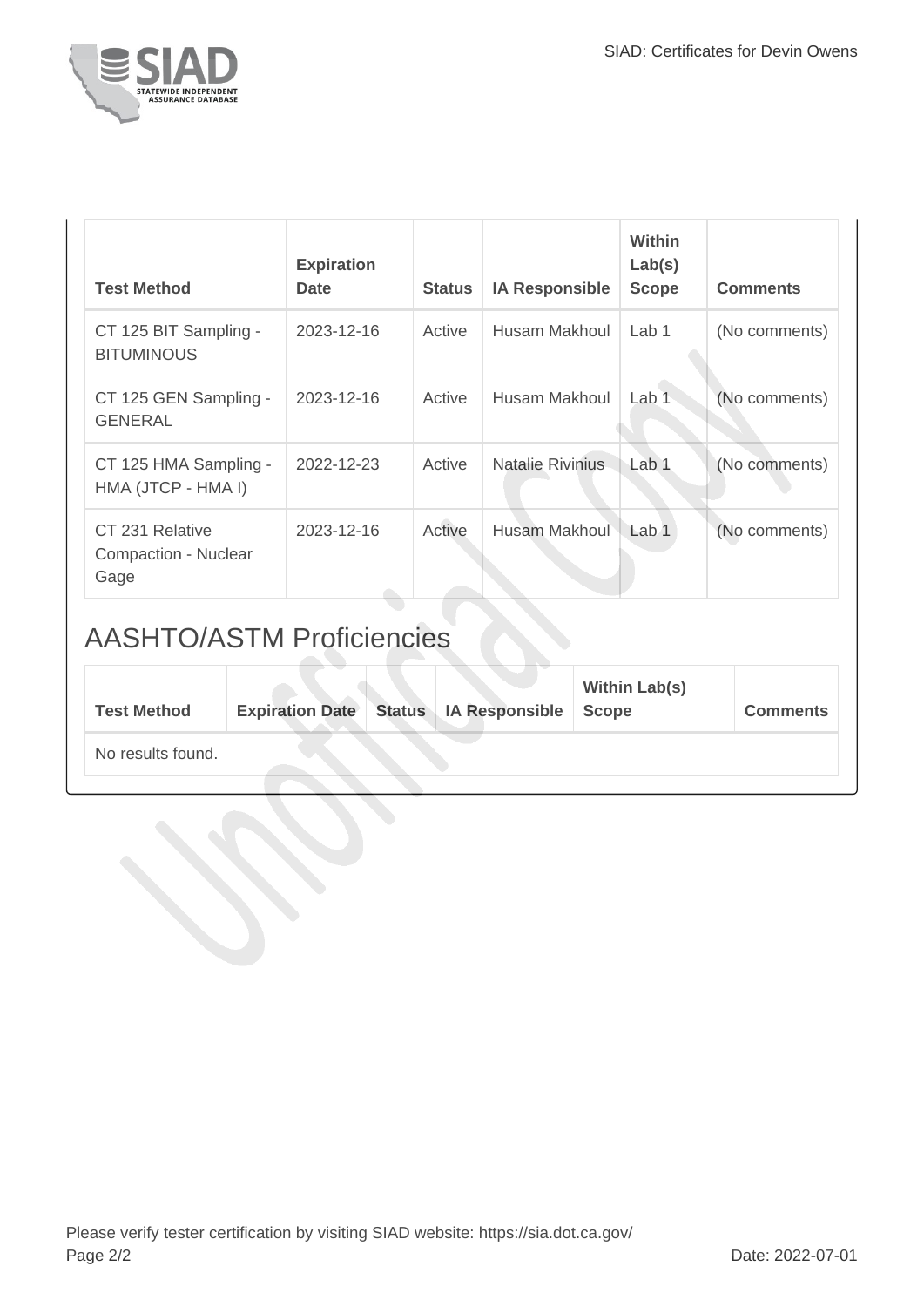| Test Method | Expiration Date | Status | IA Responsible | Within Lab(s) Scope | Comments |
| --- | --- | --- | --- | --- | --- |
| CT 125 BIT Sampling - BITUMINOUS | 2023-12-16 | Active | Husam Makhoul | Lab 1 | (No comments) |
| CT 125 GEN Sampling - GENERAL | 2023-12-16 | Active | Husam Makhoul | Lab 1 | (No comments) |
| CT 125 HMA Sampling - HMA (JTCP - HMA I) | 2022-12-23 | Active | Natalie Rivinius | Lab 1 | (No comments) |
| CT 231 Relative Compaction - Nuclear Gage | 2023-12-16 | Active | Husam Makhoul | Lab 1 | (No comments) |

## AASHTO/ASTM Proficiencies

| Test Method | Expiration Date | Status | IA Responsible | Within Lab(s) Scope | Comments |
| --- | --- | --- | --- | --- | --- |
| No results found. | | | | | |

Please verify tester certification by visiting SIAD website: https://sia.dot.ca.gov/

Date: 2022-07-01